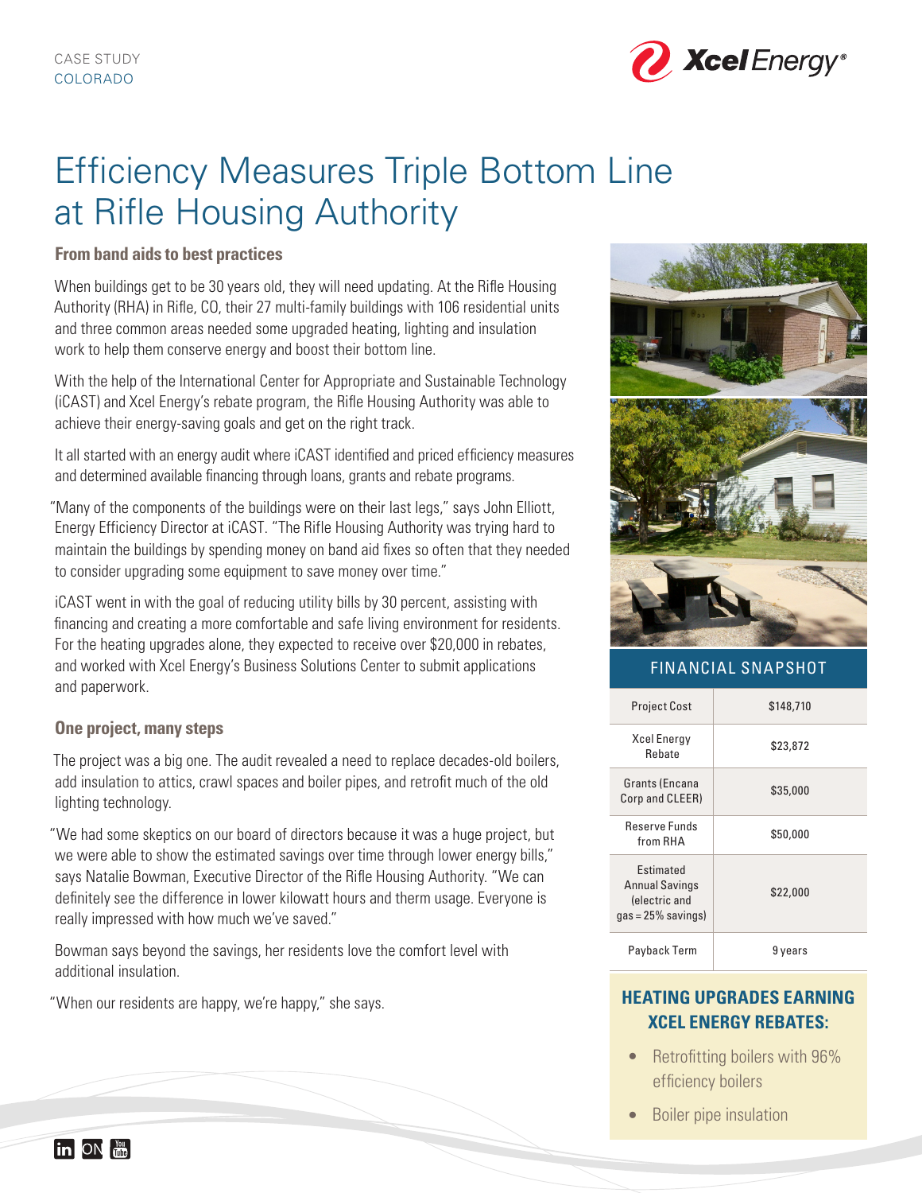CASE STUDY
COLORADO

# Efficiency Measures Triple Bottom Line at Rifle Housing Authority

### From band aids to best practices

When buildings get to be 30 years old, they will need updating. At the Rifle Housing Authority (RHA) in Rifle, CO, their 27 multi-family buildings with 106 residential units and three common areas needed some upgraded heating, lighting and insulation work to help them conserve energy and boost their bottom line.

With the help of the International Center for Appropriate and Sustainable Technology (iCAST) and Xcel Energy's rebate program, the Rifle Housing Authority was able to achieve their energy-saving goals and get on the right track.

It all started with an energy audit where iCAST identified and priced efficiency measures and determined available financing through loans, grants and rebate programs.

"Many of the components of the buildings were on their last legs," says John Elliott, Energy Efficiency Director at iCAST. "The Rifle Housing Authority was trying hard to maintain the buildings by spending money on band aid fixes so often that they needed to consider upgrading some equipment to save money over time."

iCAST went in with the goal of reducing utility bills by 30 percent, assisting with financing and creating a more comfortable and safe living environment for residents. For the heating upgrades alone, they expected to receive over $20,000 in rebates, and worked with Xcel Energy's Business Solutions Center to submit applications and paperwork.

### One project, many steps

The project was a big one. The audit revealed a need to replace decades-old boilers, add insulation to attics, crawl spaces and boiler pipes, and retrofit much of the old lighting technology.

"We had some skeptics on our board of directors because it was a huge project, but we were able to show the estimated savings over time through lower energy bills," says Natalie Bowman, Executive Director of the Rifle Housing Authority. "We can definitely see the difference in lower kilowatt hours and therm usage. Everyone is really impressed with how much we've saved."

Bowman says beyond the savings, her residents love the comfort level with additional insulation.

"When our residents are happy, we're happy," she says.

### FINANCIAL SNAPSHOT

| Item | Amount |
|---|---|
| Project Cost | $148,710 |
| Xcel Energy Rebate | $23,872 |
| Grants (Encana Corp and CLEER) | $35,000 |
| Reserve Funds from RHA | $50,000 |
| Estimated Annual Savings (electric and gas = 25% savings) | $22,000 |
| Payback Term | 9 years |

### HEATING UPGRADES EARNING XCEL ENERGY REBATES:

- Retrofitting boilers with 96% efficiency boilers
- Boiler pipe insulation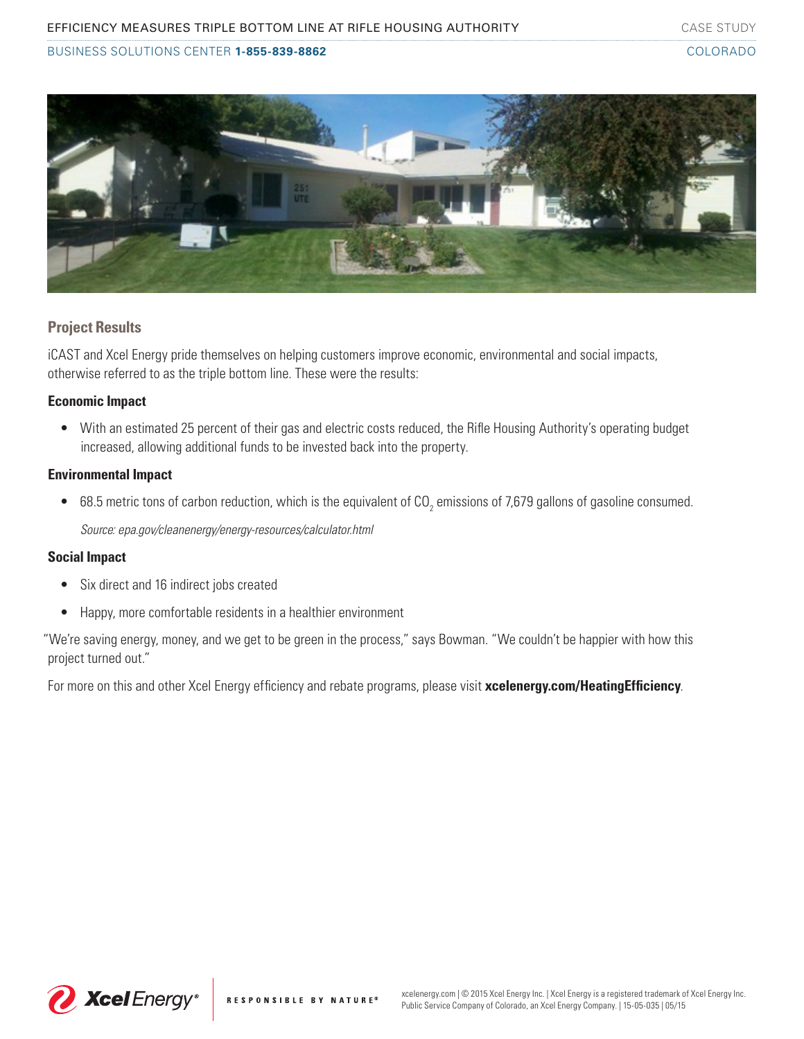## Project Results

iCAST and Xcel Energy pride themselves on helping customers improve economic, environmental and social impacts, otherwise referred to as the triple bottom line. These were the results:

### Economic Impact

- With an estimated 25 percent of their gas and electric costs reduced, the Rifle Housing Authority's operating budget increased, allowing additional funds to be invested back into the property.

### Environmental Impact

- 68.5 metric tons of carbon reduction, which is the equivalent of $CO_2$ emissions of 7,679 gallons of gasoline consumed.

  *Source: epa.gov/cleanenergy/energy-resources/calculator.html*

### Social Impact

- Six direct and 16 indirect jobs created
- Happy, more comfortable residents in a healthier environment

"We're saving energy, money, and we get to be green in the process," says Bowman. "We couldn't be happier with how this project turned out."

For more on this and other Xcel Energy efficiency and rebate programs, please visit **xcelenergy.com/HeatingEfficiency**.

Xcel Energy® RESPONSIBLE BY NATURE®

xcelenergy.com | © 2015 Xcel Energy Inc. | Xcel Energy is a registered trademark of Xcel Energy Inc. Public Service Company of Colorado, an Xcel Energy Company. | 15-05-035 | 05/15